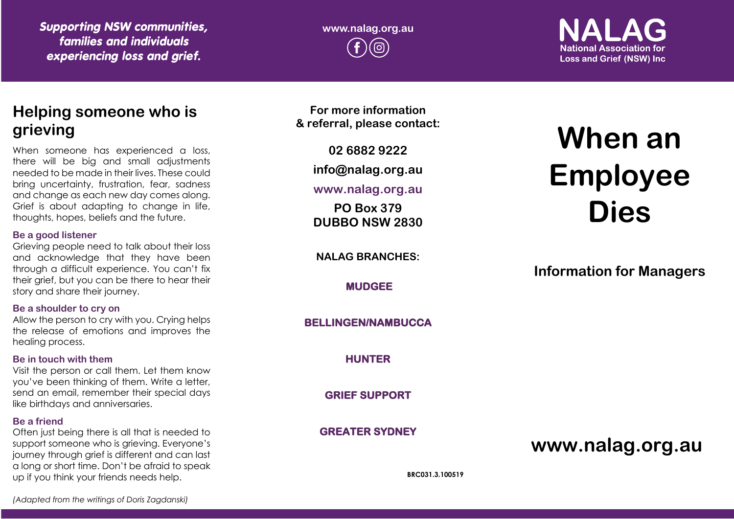*Supporting NSW communities, families and individuals experiencing loss and grief.*

www.nalag.org.au

**NALAG**
National Association for Loss and Grief (NSW) Inc

## Helping someone who is grieving

When someone has experienced a loss, there will be big and small adjustments needed to be made in their lives. These could bring uncertainty, frustration, fear, sadness and change as each new day comes along. Grief is about adapting to change in life, thoughts, hopes, beliefs and the future.

### Be a good listener

Grieving people need to talk about their loss and acknowledge that they have been through a difficult experience. You can't fix their grief, but you can be there to hear their story and share their journey.

### Be a shoulder to cry on

Allow the person to cry with you. Crying helps the release of emotions and improves the healing process.

### Be in touch with them

Visit the person or call them. Let them know you've been thinking of them. Write a letter, send an email, remember their special days like birthdays and anniversaries.

### Be a friend

Often just being there is all that is needed to support someone who is grieving. Everyone's journey through grief is different and can last a long or short time. Don't be afraid to speak up if you think your friends needs help.

*(Adapted from the writings of Doris Zagdanski)*

**For more information & referral, please contact:**

**02 6882 9222**

**info@nalag.org.au**

**www.nalag.org.au**

**PO Box 379**
**DUBBO NSW 2830**

**NALAG BRANCHES:**

**MUDGEE**

**BELLINGEN/NAMBUCCA**

**HUNTER**

**GRIEF SUPPORT**

**GREATER SYDNEY**

BRC031.3.100519

# When an Employee Dies

## Information for Managers

**www.nalag.org.au**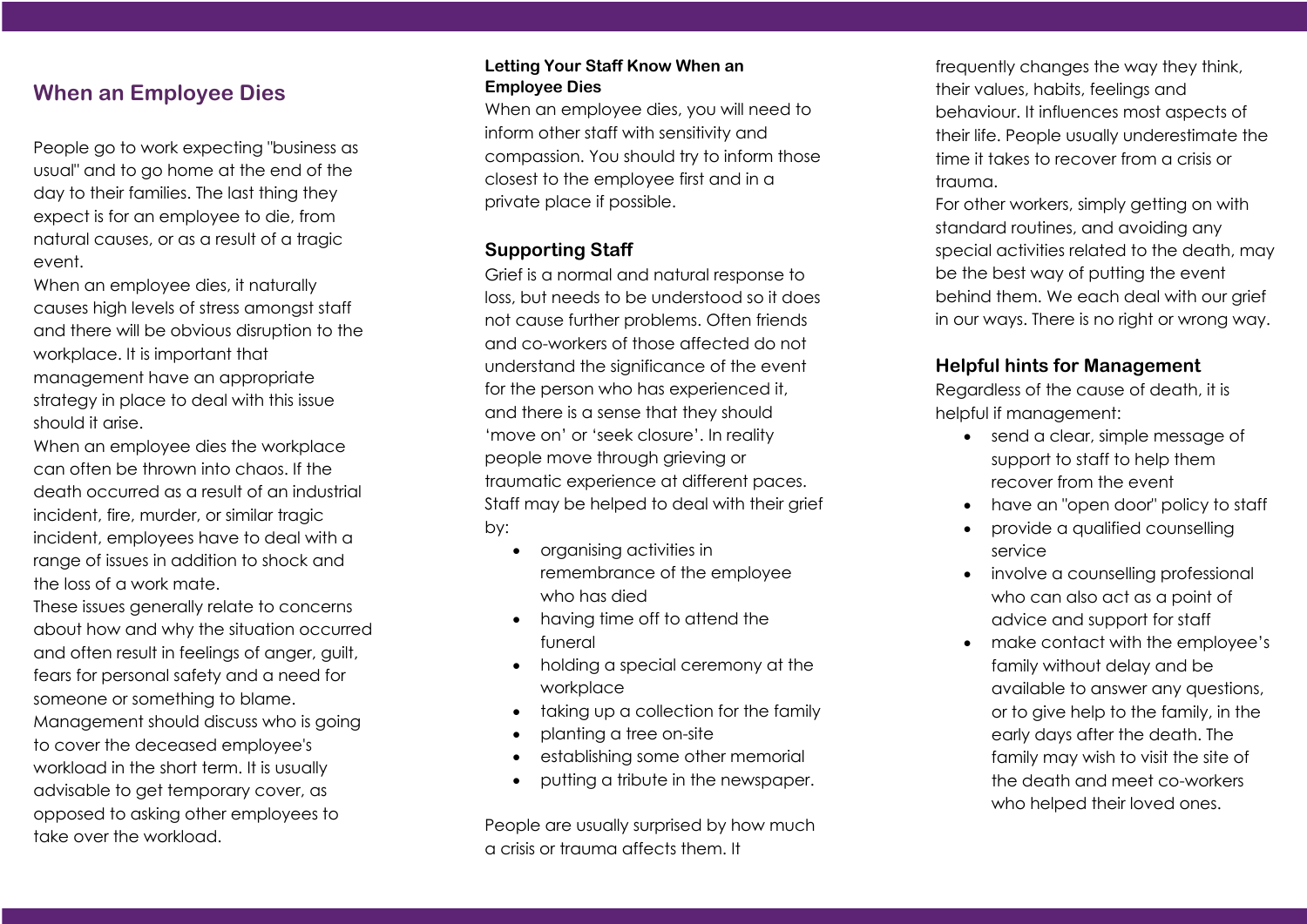## When an Employee Dies

People go to work expecting "business as usual" and to go home at the end of the day to their families. The last thing they expect is for an employee to die, from natural causes, or as a result of a tragic event.

When an employee dies, it naturally causes high levels of stress amongst staff and there will be obvious disruption to the workplace. It is important that management have an appropriate strategy in place to deal with this issue should it arise.

When an employee dies the workplace can often be thrown into chaos. If the death occurred as a result of an industrial incident, fire, murder, or similar tragic incident, employees have to deal with a range of issues in addition to shock and the loss of a work mate.

These issues generally relate to concerns about how and why the situation occurred and often result in feelings of anger, guilt, fears for personal safety and a need for someone or something to blame.

Management should discuss who is going to cover the deceased employee's workload in the short term. It is usually advisable to get temporary cover, as opposed to asking other employees to take over the workload.

**Letting Your Staff Know When an Employee Dies**

When an employee dies, you will need to inform other staff with sensitivity and compassion. You should try to inform those closest to the employee first and in a private place if possible.

### Supporting Staff

Grief is a normal and natural response to loss, but needs to be understood so it does not cause further problems. Often friends and co-workers of those affected do not understand the significance of the event for the person who has experienced it, and there is a sense that they should 'move on' or 'seek closure'. In reality people move through grieving or traumatic experience at different paces. Staff may be helped to deal with their grief by:

- organising activities in remembrance of the employee who has died
- having time off to attend the funeral
- holding a special ceremony at the workplace
- taking up a collection for the family
- planting a tree on-site
- establishing some other memorial
- putting a tribute in the newspaper.

People are usually surprised by how much a crisis or trauma affects them. It frequently changes the way they think, their values, habits, feelings and behaviour. It influences most aspects of their life. People usually underestimate the time it takes to recover from a crisis or trauma.

For other workers, simply getting on with standard routines, and avoiding any special activities related to the death, may be the best way of putting the event behind them. We each deal with our grief in our ways. There is no right or wrong way.

### Helpful hints for Management

Regardless of the cause of death, it is helpful if management:

- send a clear, simple message of support to staff to help them recover from the event
- have an "open door" policy to staff
- provide a qualified counselling service
- involve a counselling professional who can also act as a point of advice and support for staff
- make contact with the employee's family without delay and be available to answer any questions, or to give help to the family, in the early days after the death. The family may wish to visit the site of the death and meet co-workers who helped their loved ones.